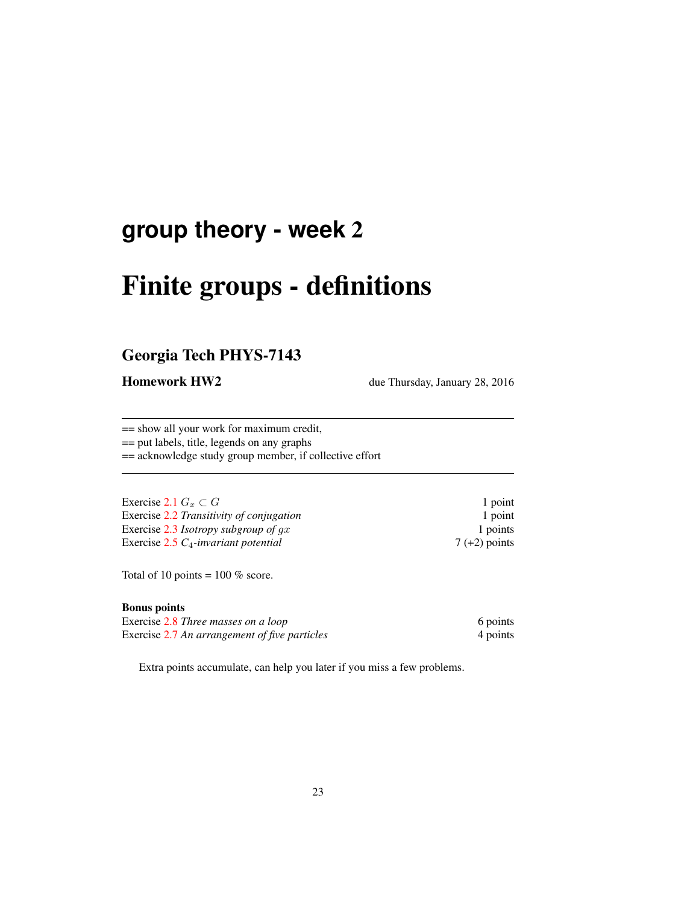# group theory - week 2

# Finite groups - definitions

## Georgia Tech PHYS-7143

**Homework HW2** due Thursday, January 28, 2016

---

== show all your work for maximum credit,
== put labels, title, legends on any graphs
== acknowledge study group member, if collective effort

---

| | |
|---|---|
| Exercise 2.1 $G_x \subset G$ | 1 point |
| Exercise 2.2 *Transitivity of conjugation* | 1 point |
| Exercise 2.3 *Isotropy subgroup of* $gx$ | 1 points |
| Exercise 2.5 $C_4$*-invariant potential* | 7 (+2) points |

Total of 10 points = 100 % score.

**Bonus points**

| | |
|---|---|
| Exercise 2.8 *Three masses on a loop* | 6 points |
| Exercise 2.7 *An arrangement of five particles* | 4 points |

Extra points accumulate, can help you later if you miss a few problems.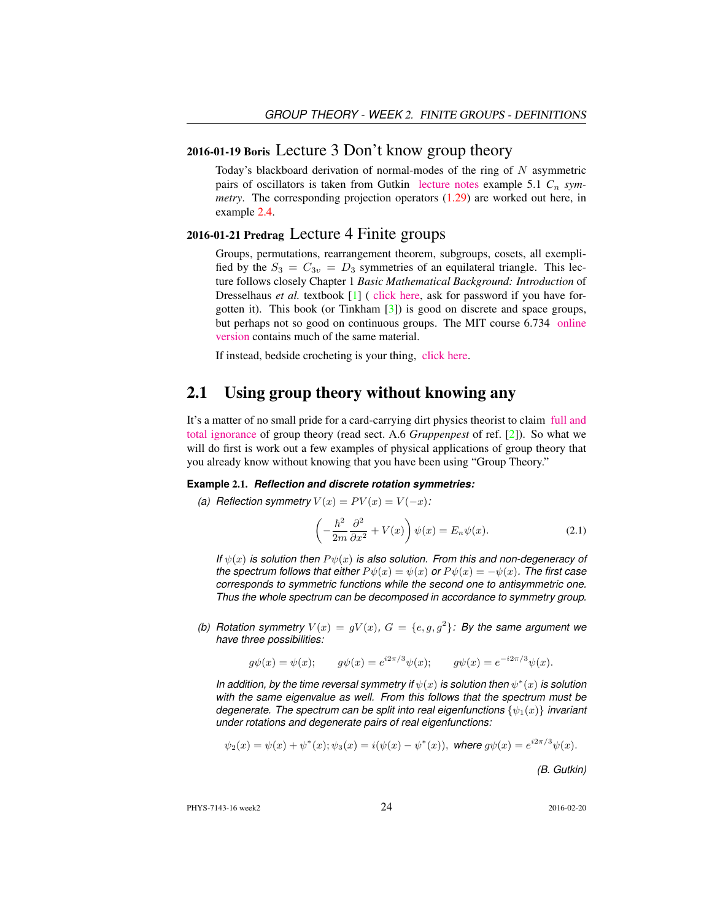## 2016-01-19 Boris Lecture 3 Don't know group theory

Today's blackboard derivation of normal-modes of the ring of $N$ asymmetric pairs of oscillators is taken from Gutkin lecture notes example 5.1 $C_n$ *symmetry*. The corresponding projection operators (1.29) are worked out here, in example 2.4.

## 2016-01-21 Predrag Lecture 4 Finite groups

Groups, permutations, rearrangement theorem, subgroups, cosets, all exemplified by the $S_3 = C_{3v} = D_3$ symmetries of an equilateral triangle. This lecture follows closely Chapter 1 *Basic Mathematical Background: Introduction* of Dresselhaus *et al.* textbook [1] ( click here, ask for password if you have forgotten it). This book (or Tinkham [3]) is good on discrete and space groups, but perhaps not so good on continuous groups. The MIT course 6.734 online version contains much of the same material.

If instead, bedside crocheting is your thing, click here.

## 2.1 Using group theory without knowing any

It's a matter of no small pride for a card-carrying dirt physics theorist to claim full and total ignorance of group theory (read sect. A.6 *Gruppenpest* of ref. [2]). So what we will do first is work out a few examples of physical applications of group theory that you already know without knowing that you have been using "Group Theory."

**Example 2.1.** ***Reflection and discrete rotation symmetries:***

*(a) Reflection symmetry* $V(x) = PV(x) = V(-x)$*:*

$$\left(-\frac{\hbar^2}{2m}\frac{\partial^2}{\partial x^2} + V(x)\right)\psi(x) = E_n\psi(x). \tag{2.1}$$

*If* $\psi(x)$ *is solution then* $P\psi(x)$ *is also solution. From this and non-degeneracy of the spectrum follows that either* $P\psi(x) = \psi(x)$ *or* $P\psi(x) = -\psi(x)$*. The first case corresponds to symmetric functions while the second one to antisymmetric one. Thus the whole spectrum can be decomposed in accordance to symmetry group.*

*(b) Rotation symmetry* $V(x) = gV(x)$*,* $G = \{e, g, g^2\}$*: By the same argument we have three possibilities:*

$$g\psi(x) = \psi(x); \qquad g\psi(x) = e^{i2\pi/3}\psi(x); \qquad g\psi(x) = e^{-i2\pi/3}\psi(x).$$

*In addition, by the time reversal symmetry if* $\psi(x)$ *is solution then* $\psi^*(x)$ *is solution with the same eigenvalue as well. From this follows that the spectrum must be degenerate. The spectrum can be split into real eigenfunctions* $\{\psi_1(x)\}$ *invariant under rotations and degenerate pairs of real eigenfunctions:*

$$\psi_2(x) = \psi(x) + \psi^*(x); \psi_3(x) = i(\psi(x) - \psi^*(x)), \text{ where } g\psi(x) = e^{i2\pi/3}\psi(x).$$

*(B. Gutkin)*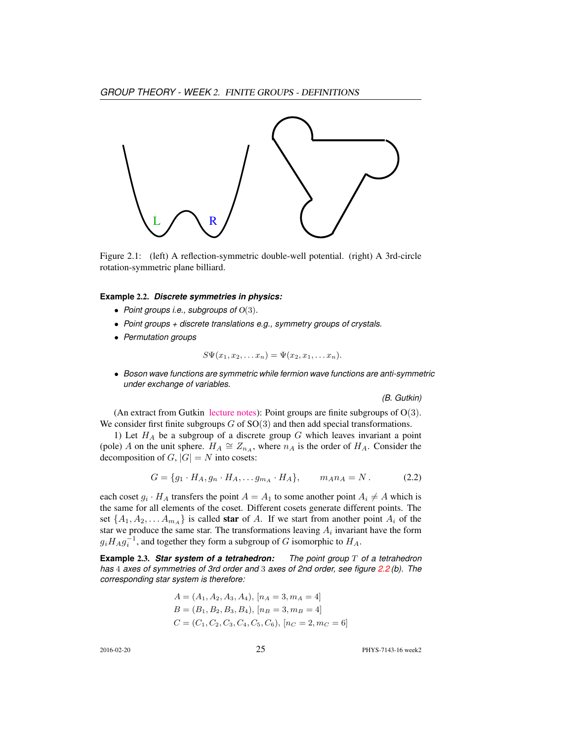Figure 2.1: (left) A reflection-symmetric double-well potential. (right) A 3rd-circle rotation-symmetric plane billiard.

**Example 2.2.** ***Discrete symmetries in physics:***

- *Point groups i.e., subgroups of* $O(3)$*.*
- *Point groups + discrete translations e.g., symmetry groups of crystals.*
- *Permutation groups*

$$S\Psi(x_1, x_2, \dots x_n) = \Psi(x_2, x_1, \dots x_n).$$

- *Boson wave functions are symmetric while fermion wave functions are anti-symmetric under exchange of variables.*

*(B. Gutkin)*

(An extract from Gutkin lecture notes): Point groups are finite subgroups of O(3). We consider first finite subgroups $G$ of SO(3) and then add special transformations.

1) Let $H_A$ be a subgroup of a discrete group $G$ which leaves invariant a point (pole) $A$ on the unit sphere. $H_A \cong Z_{n_A}$, where $n_A$ is the order of $H_A$. Consider the decomposition of $G$, $|G| = N$ into cosets:

$$G = \{g_1 \cdot H_A, g_n \cdot H_A, \dots g_{m_A} \cdot H_A\}, \qquad m_A n_A = N\,. \tag{2.2}$$

each coset $g_i \cdot H_A$ transfers the point $A = A_1$ to some another point $A_i \neq A$ which is the same for all elements of the coset. Different cosets generate different points. The set $\{A_1, A_2, \dots A_{m_A}\}$ is called **star** of $A$. If we start from another point $A_i$ of the star we produce the same star. The transformations leaving $A_i$ invariant have the form $g_i H_A g_i^{-1}$, and together they form a subgroup of $G$ isomorphic to $H_A$.

**Example 2.3.** ***Star system of a tetrahedron:*** *The point group* $T$ *of a tetrahedron has* 4 *axes of symmetries of 3rd order and* 3 *axes of 2nd order, see figure 2.2 (b). The corresponding star system is therefore:*

$$A = (A_1, A_2, A_3, A_4),\ [n_A = 3, m_A = 4]$$
$$B = (B_1, B_2, B_3, B_4),\ [n_B = 3, m_B = 4]$$
$$C = (C_1, C_2, C_3, C_4, C_5, C_6),\ [n_C = 2, m_C = 6]$$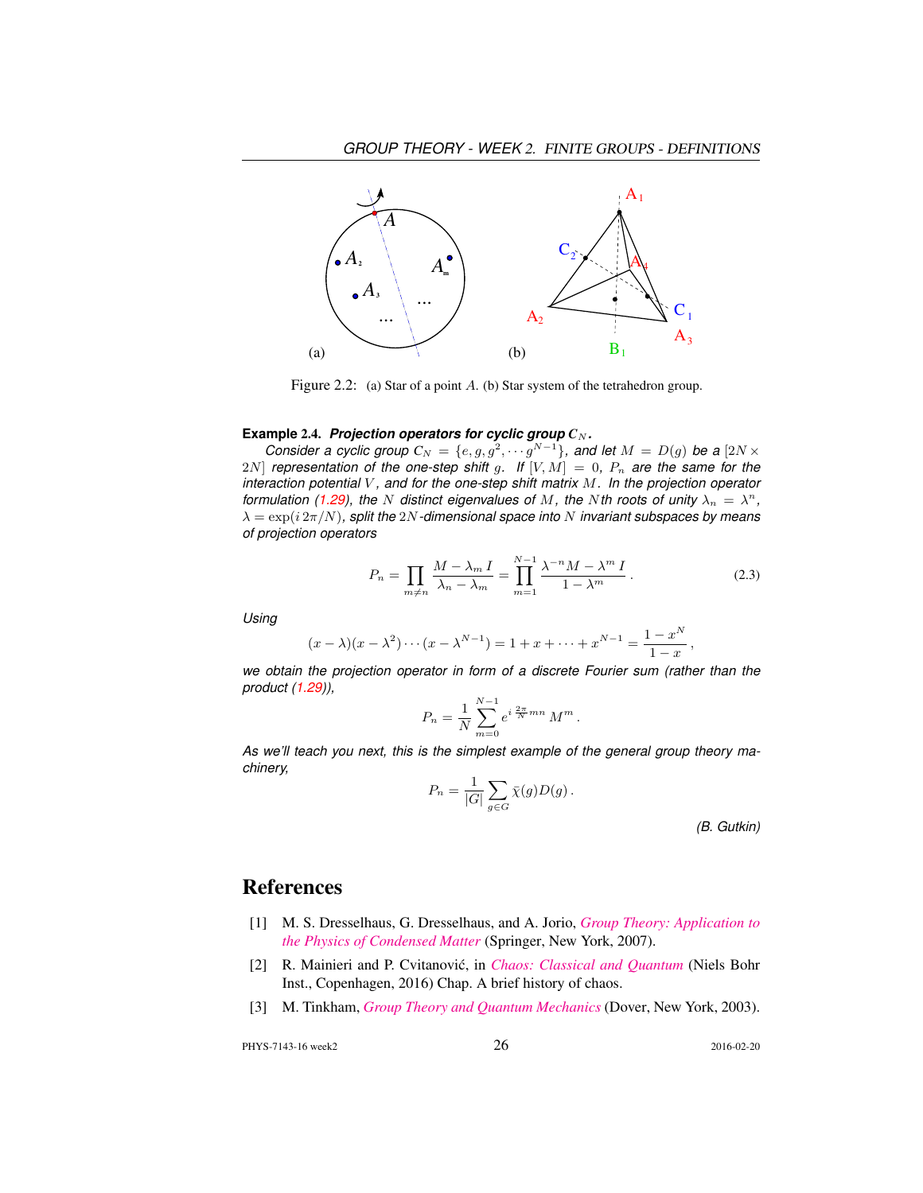Figure 2.2: (a) Star of a point $A$. (b) Star system of the tetrahedron group.

**Example 2.4.** ***Projection operators for cyclic group $C_N$.***

*Consider a cyclic group $C_N = \{e, g, g^2, \cdots g^{N-1}\}$, and let $M = D(g)$ be a $[2N \times 2N]$ representation of the one-step shift $g$. If $[V, M] = 0$, $P_n$ are the same for the interaction potential $V$, and for the one-step shift matrix $M$. In the projection operator formulation (1.29), the $N$ distinct eigenvalues of $M$, the $N$th roots of unity $\lambda_n = \lambda^n$, $\lambda = \exp(i\,2\pi/N)$, split the $2N$-dimensional space into $N$ invariant subspaces by means of projection operators*

$$P_n = \prod_{m \neq n} \frac{M - \lambda_m I}{\lambda_n - \lambda_m} = \prod_{m=1}^{N-1} \frac{\lambda^{-n} M - \lambda^m I}{1 - \lambda^m} \,. \tag{2.3}$$

*Using*

$$(x - \lambda)(x - \lambda^2) \cdots (x - \lambda^{N-1}) = 1 + x + \cdots + x^{N-1} = \frac{1 - x^N}{1 - x} \,,$$

*we obtain the projection operator in form of a discrete Fourier sum (rather than the product (1.29)),*

$$P_n = \frac{1}{N} \sum_{m=0}^{N-1} e^{i\,\frac{2\pi}{N} mn} \, M^m \,.$$

*As we'll teach you next, this is the simplest example of the general group theory machinery,*

$$P_n = \frac{1}{|G|} \sum_{g \in G} \bar{\chi}(g) D(g) \,.$$

*(B. Gutkin)*

# References

[1] M. S. Dresselhaus, G. Dresselhaus, and A. Jorio, *Group Theory: Application to the Physics of Condensed Matter* (Springer, New York, 2007).

[2] R. Mainieri and P. Cvitanović, in *Chaos: Classical and Quantum* (Niels Bohr Inst., Copenhagen, 2016) Chap. A brief history of chaos.

[3] M. Tinkham, *Group Theory and Quantum Mechanics* (Dover, New York, 2003).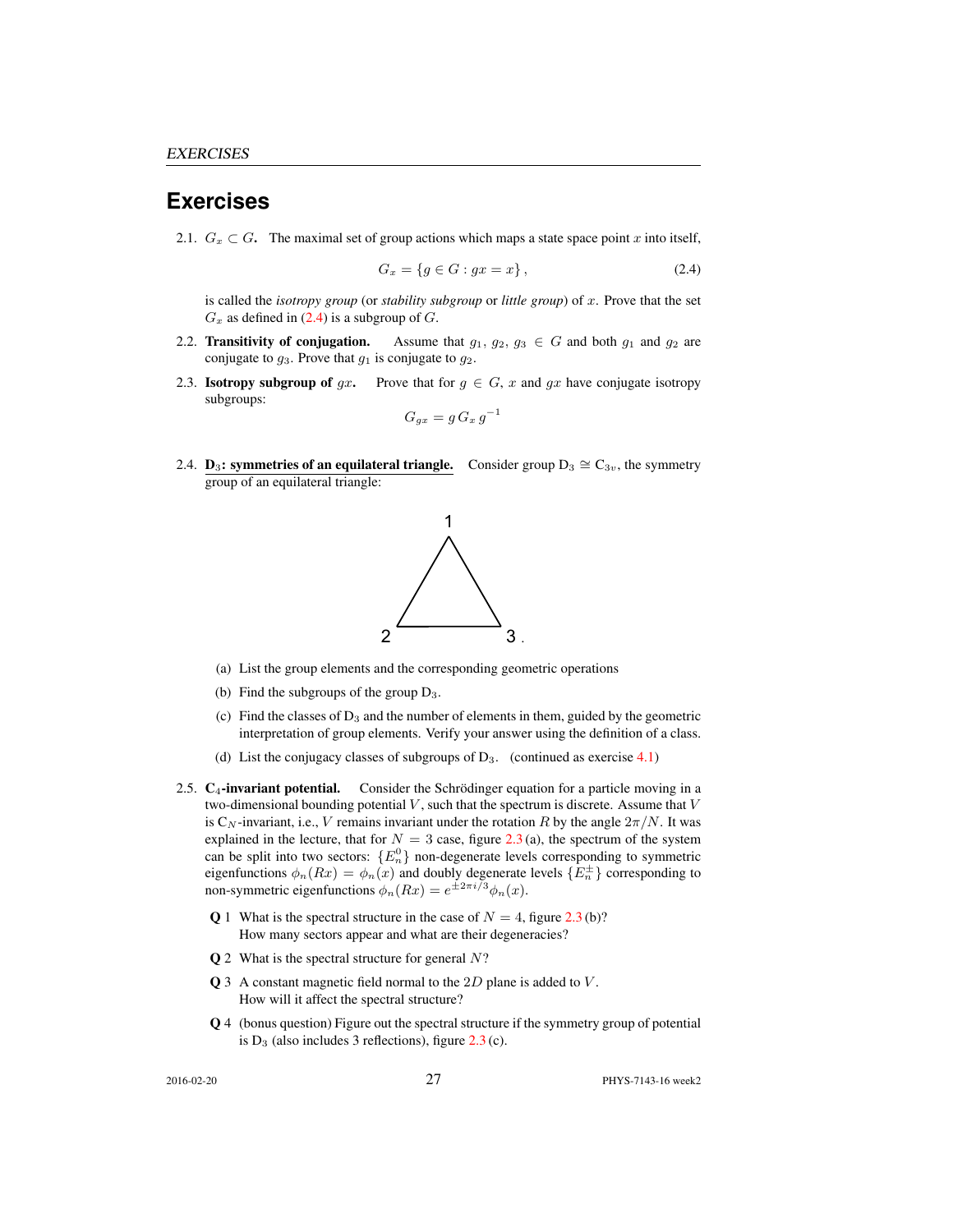# Exercises

2.1. $G_x \subset G$. The maximal set of group actions which maps a state space point $x$ into itself,

$$G_x = \{g \in G : gx = x\}\,, \tag{2.4}$$

is called the *isotropy group* (or *stability subgroup* or *little group*) of $x$. Prove that the set $G_x$ as defined in (2.4) is a subgroup of $G$.

2.2. **Transitivity of conjugation.** Assume that $g_1$, $g_2$, $g_3 \in G$ and both $g_1$ and $g_2$ are conjugate to $g_3$. Prove that $g_1$ is conjugate to $g_2$.

2.3. **Isotropy subgroup of $gx$.** Prove that for $g \in G$, $x$ and $gx$ have conjugate isotropy subgroups:

$$G_{gx} = g\, G_x\, g^{-1}$$

2.4. **$D_3$: symmetries of an equilateral triangle.** Consider group $D_3 \cong C_{3v}$, the symmetry group of an equilateral triangle:

1

2 3 .

(a) List the group elements and the corresponding geometric operations

(b) Find the subgroups of the group $D_3$.

(c) Find the classes of $D_3$ and the number of elements in them, guided by the geometric interpretation of group elements. Verify your answer using the definition of a class.

(d) List the conjugacy classes of subgroups of $D_3$. (continued as exercise 4.1)

2.5. **$C_4$-invariant potential.** Consider the Schrödinger equation for a particle moving in a two-dimensional bounding potential $V$, such that the spectrum is discrete. Assume that $V$ is $C_N$-invariant, i.e., $V$ remains invariant under the rotation $R$ by the angle $2\pi/N$. It was explained in the lecture, that for $N = 3$ case, figure 2.3 (a), the spectrum of the system can be split into two sectors: $\{E_n^0\}$ non-degenerate levels corresponding to symmetric eigenfunctions $\phi_n(Rx) = \phi_n(x)$ and doubly degenerate levels $\{E_n^{\pm}\}$ corresponding to non-symmetric eigenfunctions $\phi_n(Rx) = e^{\pm 2\pi i/3}\phi_n(x)$.

**Q** 1 What is the spectral structure in the case of $N = 4$, figure 2.3 (b)? How many sectors appear and what are their degeneracies?

**Q** 2 What is the spectral structure for general $N$?

**Q** 3 A constant magnetic field normal to the $2D$ plane is added to $V$. How will it affect the spectral structure?

**Q** 4 (bonus question) Figure out the spectral structure if the symmetry group of potential is $D_3$ (also includes 3 reflections), figure 2.3 (c).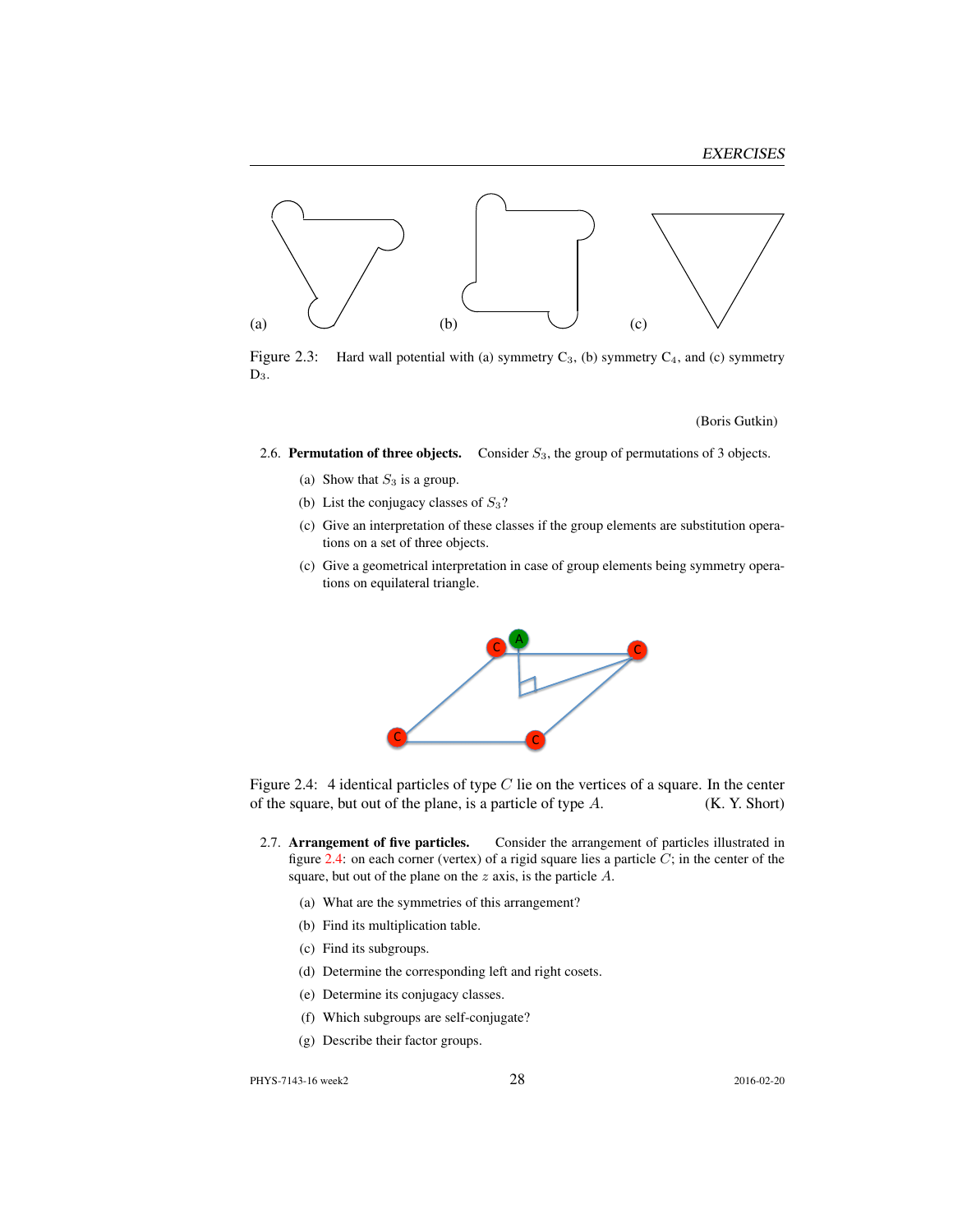(a) (b) (c)

Figure 2.3: Hard wall potential with (a) symmetry $C_3$, (b) symmetry $C_4$, and (c) symmetry $D_3$.

(Boris Gutkin)

2.6. **Permutation of three objects.** Consider $S_3$, the group of permutations of 3 objects.

   (a) Show that $S_3$ is a group.

   (b) List the conjugacy classes of $S_3$?

   (c) Give an interpretation of these classes if the group elements are substitution operations on a set of three objects.

   (c) Give a geometrical interpretation in case of group elements being symmetry operations on equilateral triangle.

Figure 2.4: 4 identical particles of type $C$ lie on the vertices of a square. In the center of the square, but out of the plane, is a particle of type $A$. (K. Y. Short)

2.7. **Arrangement of five particles.** Consider the arrangement of particles illustrated in figure 2.4: on each corner (vertex) of a rigid square lies a particle $C$; in the center of the square, but out of the plane on the $z$ axis, is the particle $A$.

   (a) What are the symmetries of this arrangement?

   (b) Find its multiplication table.

   (c) Find its subgroups.

   (d) Determine the corresponding left and right cosets.

   (e) Determine its conjugacy classes.

   (f) Which subgroups are self-conjugate?

   (g) Describe their factor groups.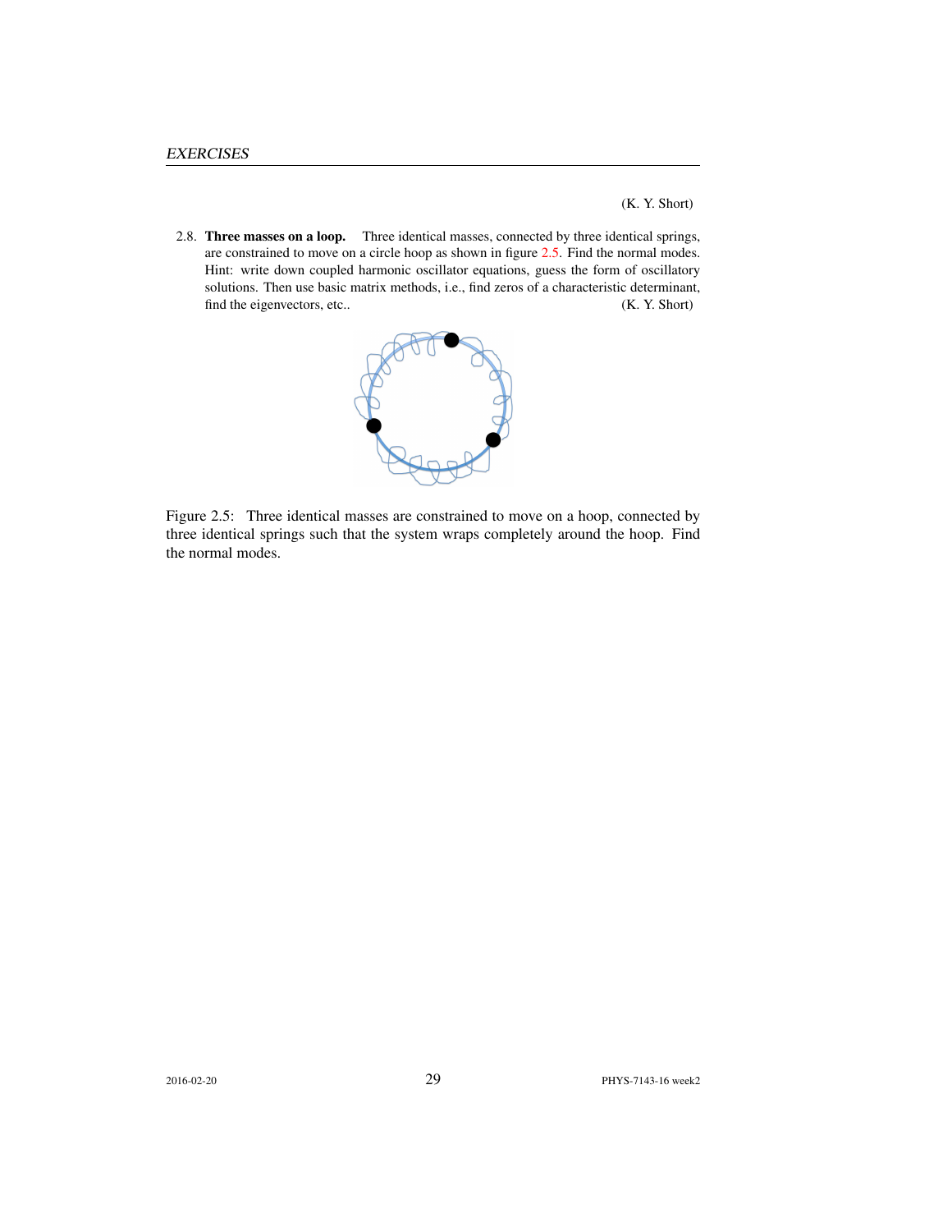(K. Y. Short)

2.8. **Three masses on a loop.** Three identical masses, connected by three identical springs, are constrained to move on a circle hoop as shown in figure 2.5. Find the normal modes. Hint: write down coupled harmonic oscillator equations, guess the form of oscillatory solutions. Then use basic matrix methods, i.e., find zeros of a characteristic determinant, find the eigenvectors, etc.. (K. Y. Short)

Figure 2.5: Three identical masses are constrained to move on a hoop, connected by three identical springs such that the system wraps completely around the hoop. Find the normal modes.